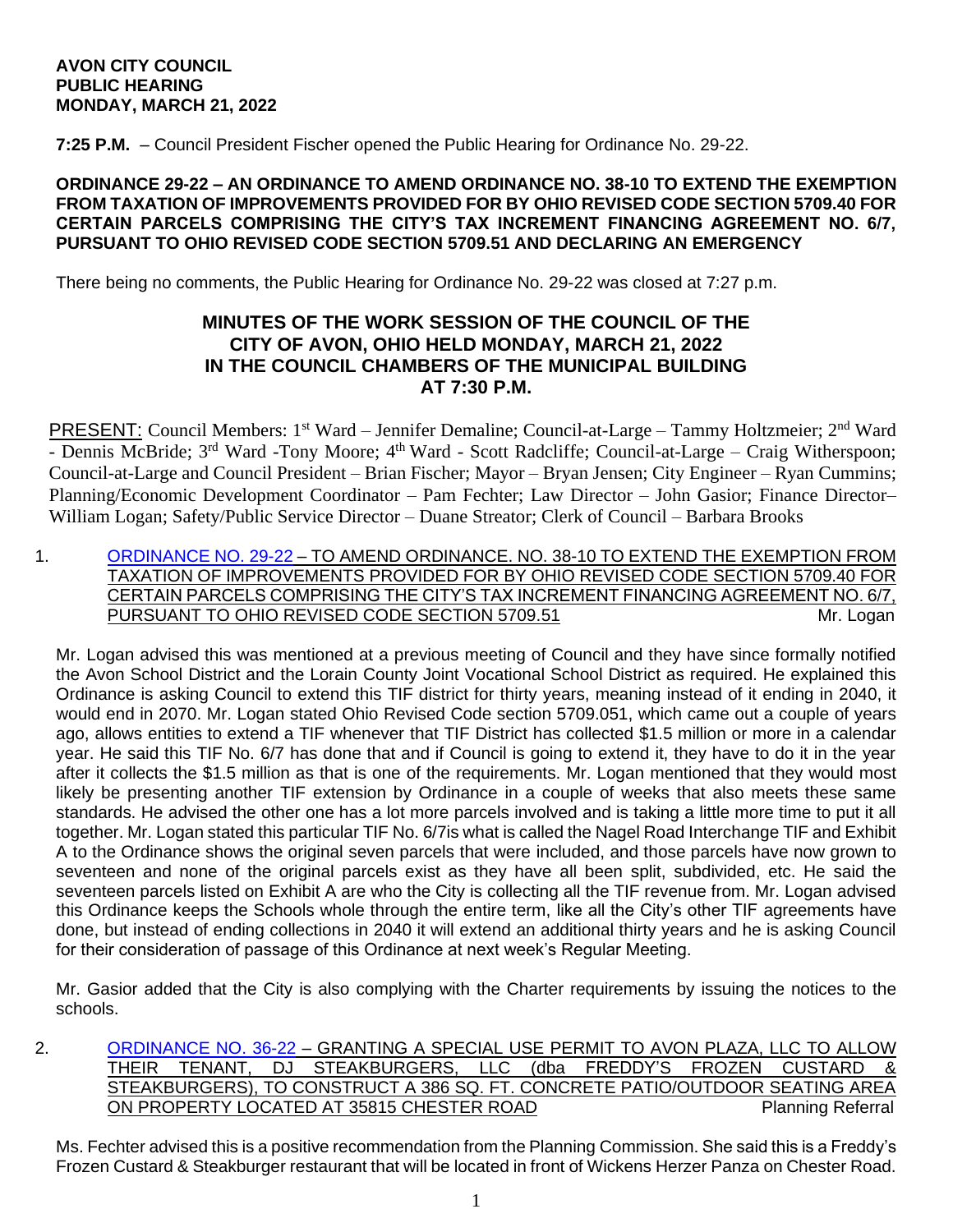**AVON CITY COUNCIL**
**PUBLIC HEARING**
**MONDAY, MARCH 21, 2022**

**7:25 P.M.** – Council President Fischer opened the Public Hearing for Ordinance No. 29-22.

**ORDINANCE 29-22 – AN ORDINANCE TO AMEND ORDINANCE NO. 38-10 TO EXTEND THE EXEMPTION FROM TAXATION OF IMPROVEMENTS PROVIDED FOR BY OHIO REVISED CODE SECTION 5709.40 FOR CERTAIN PARCELS COMPRISING THE CITY'S TAX INCREMENT FINANCING AGREEMENT NO. 6/7, PURSUANT TO OHIO REVISED CODE SECTION 5709.51 AND DECLARING AN EMERGENCY**

There being no comments, the Public Hearing for Ordinance No. 29-22 was closed at 7:27 p.m.

## MINUTES OF THE WORK SESSION OF THE COUNCIL OF THE CITY OF AVON, OHIO HELD MONDAY, MARCH 21, 2022 IN THE COUNCIL CHAMBERS OF THE MUNICIPAL BUILDING AT 7:30 P.M.

PRESENT: Council Members: 1st Ward – Jennifer Demaline; Council-at-Large – Tammy Holtzmeier; 2nd Ward - Dennis McBride; 3rd Ward -Tony Moore; 4th Ward - Scott Radcliffe; Council-at-Large – Craig Witherspoon; Council-at-Large and Council President – Brian Fischer; Mayor – Bryan Jensen; City Engineer – Ryan Cummins; Planning/Economic Development Coordinator – Pam Fechter; Law Director – John Gasior; Finance Director– William Logan; Safety/Public Service Director – Duane Streator; Clerk of Council – Barbara Brooks

1. ORDINANCE NO. 29-22 – TO AMEND ORDINANCE. NO. 38-10 TO EXTEND THE EXEMPTION FROM TAXATION OF IMPROVEMENTS PROVIDED FOR BY OHIO REVISED CODE SECTION 5709.40 FOR CERTAIN PARCELS COMPRISING THE CITY'S TAX INCREMENT FINANCING AGREEMENT NO. 6/7, PURSUANT TO OHIO REVISED CODE SECTION 5709.51 — Mr. Logan

   Mr. Logan advised this was mentioned at a previous meeting of Council and they have since formally notified the Avon School District and the Lorain County Joint Vocational School District as required. He explained this Ordinance is asking Council to extend this TIF district for thirty years, meaning instead of it ending in 2040, it would end in 2070. Mr. Logan stated Ohio Revised Code section 5709.051, which came out a couple of years ago, allows entities to extend a TIF whenever that TIF District has collected $1.5 million or more in a calendar year. He said this TIF No. 6/7 has done that and if Council is going to extend it, they have to do it in the year after it collects the $1.5 million as that is one of the requirements. Mr. Logan mentioned that they would most likely be presenting another TIF extension by Ordinance in a couple of weeks that also meets these same standards. He advised the other one has a lot more parcels involved and is taking a little more time to put it all together. Mr. Logan stated this particular TIF No. 6/7is what is called the Nagel Road Interchange TIF and Exhibit A to the Ordinance shows the original seven parcels that were included, and those parcels have now grown to seventeen and none of the original parcels exist as they have all been split, subdivided, etc. He said the seventeen parcels listed on Exhibit A are who the City is collecting all the TIF revenue from. Mr. Logan advised this Ordinance keeps the Schools whole through the entire term, like all the City's other TIF agreements have done, but instead of ending collections in 2040 it will extend an additional thirty years and he is asking Council for their consideration of passage of this Ordinance at next week's Regular Meeting.

   Mr. Gasior added that the City is also complying with the Charter requirements by issuing the notices to the schools.

2. ORDINANCE NO. 36-22 – GRANTING A SPECIAL USE PERMIT TO AVON PLAZA, LLC TO ALLOW THEIR TENANT, DJ STEAKBURGERS, LLC (dba FREDDY'S FROZEN CUSTARD & STEAKBURGERS), TO CONSTRUCT A 386 SQ. FT. CONCRETE PATIO/OUTDOOR SEATING AREA ON PROPERTY LOCATED AT 35815 CHESTER ROAD — Planning Referral

   Ms. Fechter advised this is a positive recommendation from the Planning Commission. She said this is a Freddy's Frozen Custard & Steakburger restaurant that will be located in front of Wickens Herzer Panza on Chester Road.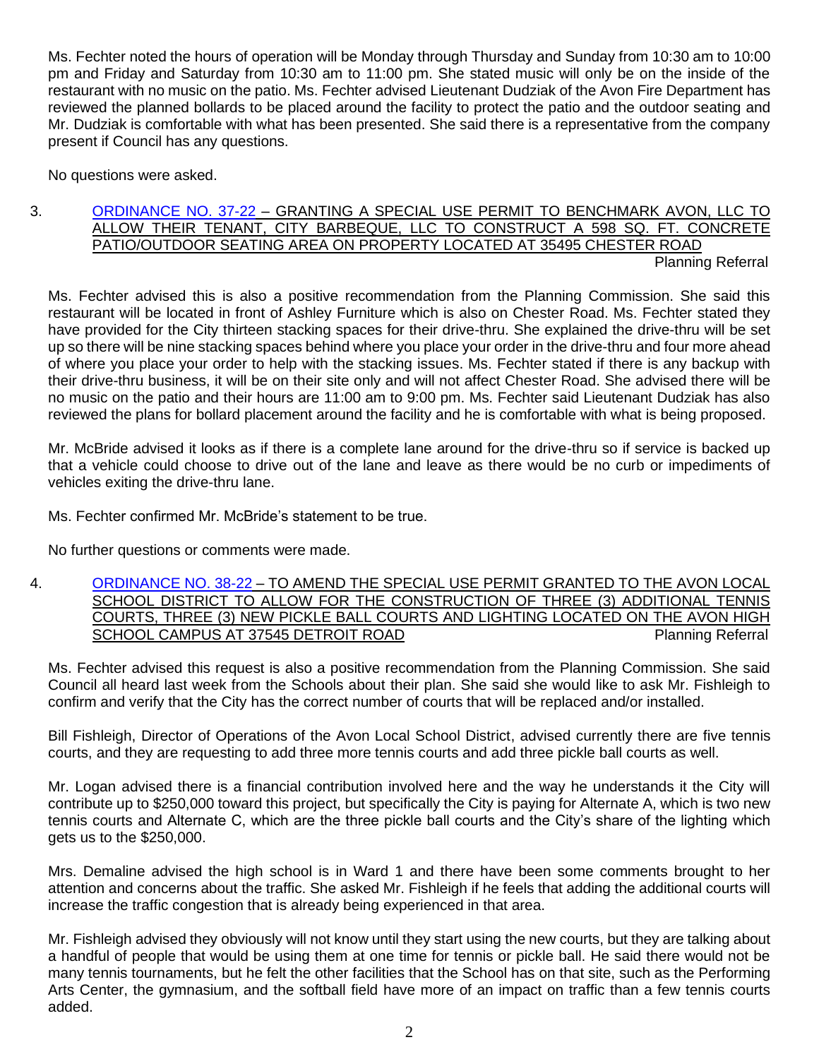Ms. Fechter noted the hours of operation will be Monday through Thursday and Sunday from 10:30 am to 10:00 pm and Friday and Saturday from 10:30 am to 11:00 pm. She stated music will only be on the inside of the restaurant with no music on the patio. Ms. Fechter advised Lieutenant Dudziak of the Avon Fire Department has reviewed the planned bollards to be placed around the facility to protect the patio and the outdoor seating and Mr. Dudziak is comfortable with what has been presented. She said there is a representative from the company present if Council has any questions.

No questions were asked.

3. ORDINANCE NO. 37-22 – GRANTING A SPECIAL USE PERMIT TO BENCHMARK AVON, LLC TO ALLOW THEIR TENANT, CITY BARBEQUE, LLC TO CONSTRUCT A 598 SQ. FT. CONCRETE PATIO/OUTDOOR SEATING AREA ON PROPERTY LOCATED AT 35495 CHESTER ROAD — Planning Referral

Ms. Fechter advised this is also a positive recommendation from the Planning Commission. She said this restaurant will be located in front of Ashley Furniture which is also on Chester Road. Ms. Fechter stated they have provided for the City thirteen stacking spaces for their drive-thru. She explained the drive-thru will be set up so there will be nine stacking spaces behind where you place your order in the drive-thru and four more ahead of where you place your order to help with the stacking issues. Ms. Fechter stated if there is any backup with their drive-thru business, it will be on their site only and will not affect Chester Road. She advised there will be no music on the patio and their hours are 11:00 am to 9:00 pm. Ms. Fechter said Lieutenant Dudziak has also reviewed the plans for bollard placement around the facility and he is comfortable with what is being proposed.

Mr. McBride advised it looks as if there is a complete lane around for the drive-thru so if service is backed up that a vehicle could choose to drive out of the lane and leave as there would be no curb or impediments of vehicles exiting the drive-thru lane.

Ms. Fechter confirmed Mr. McBride's statement to be true.

No further questions or comments were made.

4. ORDINANCE NO. 38-22 – TO AMEND THE SPECIAL USE PERMIT GRANTED TO THE AVON LOCAL SCHOOL DISTRICT TO ALLOW FOR THE CONSTRUCTION OF THREE (3) ADDITIONAL TENNIS COURTS, THREE (3) NEW PICKLE BALL COURTS AND LIGHTING LOCATED ON THE AVON HIGH SCHOOL CAMPUS AT 37545 DETROIT ROAD — Planning Referral

Ms. Fechter advised this request is also a positive recommendation from the Planning Commission. She said Council all heard last week from the Schools about their plan. She said she would like to ask Mr. Fishleigh to confirm and verify that the City has the correct number of courts that will be replaced and/or installed.

Bill Fishleigh, Director of Operations of the Avon Local School District, advised currently there are five tennis courts, and they are requesting to add three more tennis courts and add three pickle ball courts as well.

Mr. Logan advised there is a financial contribution involved here and the way he understands it the City will contribute up to $250,000 toward this project, but specifically the City is paying for Alternate A, which is two new tennis courts and Alternate C, which are the three pickle ball courts and the City's share of the lighting which gets us to the $250,000.

Mrs. Demaline advised the high school is in Ward 1 and there have been some comments brought to her attention and concerns about the traffic. She asked Mr. Fishleigh if he feels that adding the additional courts will increase the traffic congestion that is already being experienced in that area.

Mr. Fishleigh advised they obviously will not know until they start using the new courts, but they are talking about a handful of people that would be using them at one time for tennis or pickle ball. He said there would not be many tennis tournaments, but he felt the other facilities that the School has on that site, such as the Performing Arts Center, the gymnasium, and the softball field have more of an impact on traffic than a few tennis courts added.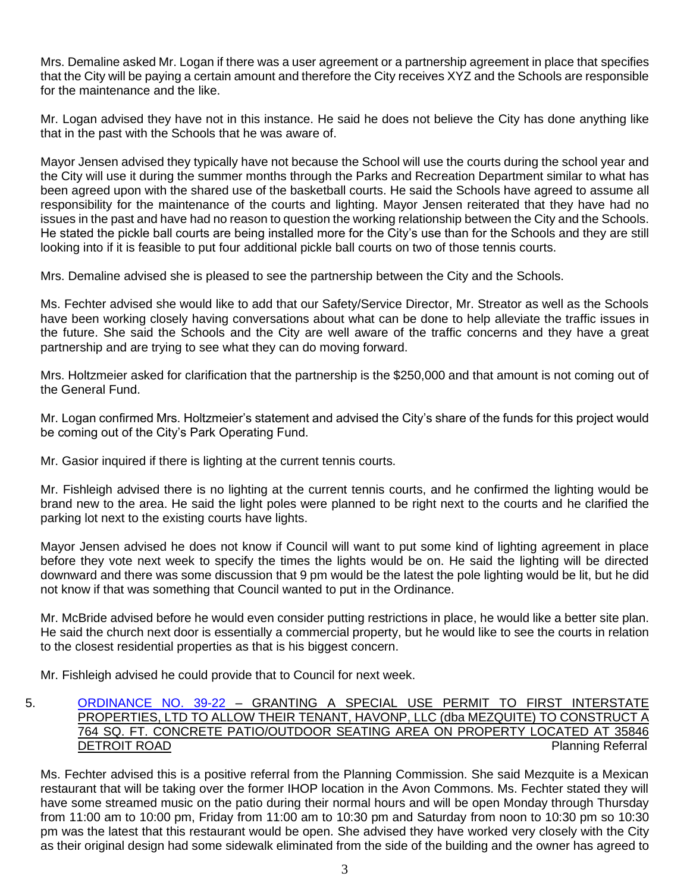Mrs. Demaline asked Mr. Logan if there was a user agreement or a partnership agreement in place that specifies that the City will be paying a certain amount and therefore the City receives XYZ and the Schools are responsible for the maintenance and the like.

Mr. Logan advised they have not in this instance. He said he does not believe the City has done anything like that in the past with the Schools that he was aware of.

Mayor Jensen advised they typically have not because the School will use the courts during the school year and the City will use it during the summer months through the Parks and Recreation Department similar to what has been agreed upon with the shared use of the basketball courts. He said the Schools have agreed to assume all responsibility for the maintenance of the courts and lighting. Mayor Jensen reiterated that they have had no issues in the past and have had no reason to question the working relationship between the City and the Schools. He stated the pickle ball courts are being installed more for the City's use than for the Schools and they are still looking into if it is feasible to put four additional pickle ball courts on two of those tennis courts.

Mrs. Demaline advised she is pleased to see the partnership between the City and the Schools.

Ms. Fechter advised she would like to add that our Safety/Service Director, Mr. Streator as well as the Schools have been working closely having conversations about what can be done to help alleviate the traffic issues in the future. She said the Schools and the City are well aware of the traffic concerns and they have a great partnership and are trying to see what they can do moving forward.

Mrs. Holtzmeier asked for clarification that the partnership is the $250,000 and that amount is not coming out of the General Fund.

Mr. Logan confirmed Mrs. Holtzmeier's statement and advised the City's share of the funds for this project would be coming out of the City's Park Operating Fund.

Mr. Gasior inquired if there is lighting at the current tennis courts.

Mr. Fishleigh advised there is no lighting at the current tennis courts, and he confirmed the lighting would be brand new to the area. He said the light poles were planned to be right next to the courts and he clarified the parking lot next to the existing courts have lights.

Mayor Jensen advised he does not know if Council will want to put some kind of lighting agreement in place before they vote next week to specify the times the lights would be on. He said the lighting will be directed downward and there was some discussion that 9 pm would be the latest the pole lighting would be lit, but he did not know if that was something that Council wanted to put in the Ordinance.

Mr. McBride advised before he would even consider putting restrictions in place, he would like a better site plan. He said the church next door is essentially a commercial property, but he would like to see the courts in relation to the closest residential properties as that is his biggest concern.

Mr. Fishleigh advised he could provide that to Council for next week.

5. ORDINANCE NO. 39-22 – GRANTING A SPECIAL USE PERMIT TO FIRST INTERSTATE PROPERTIES, LTD TO ALLOW THEIR TENANT, HAVONP, LLC (dba MEZQUITE) TO CONSTRUCT A 764 SQ. FT. CONCRETE PATIO/OUTDOOR SEATING AREA ON PROPERTY LOCATED AT 35846 DETROIT ROAD — Planning Referral

Ms. Fechter advised this is a positive referral from the Planning Commission. She said Mezquite is a Mexican restaurant that will be taking over the former IHOP location in the Avon Commons. Ms. Fechter stated they will have some streamed music on the patio during their normal hours and will be open Monday through Thursday from 11:00 am to 10:00 pm, Friday from 11:00 am to 10:30 pm and Saturday from noon to 10:30 pm so 10:30 pm was the latest that this restaurant would be open. She advised they have worked very closely with the City as their original design had some sidewalk eliminated from the side of the building and the owner has agreed to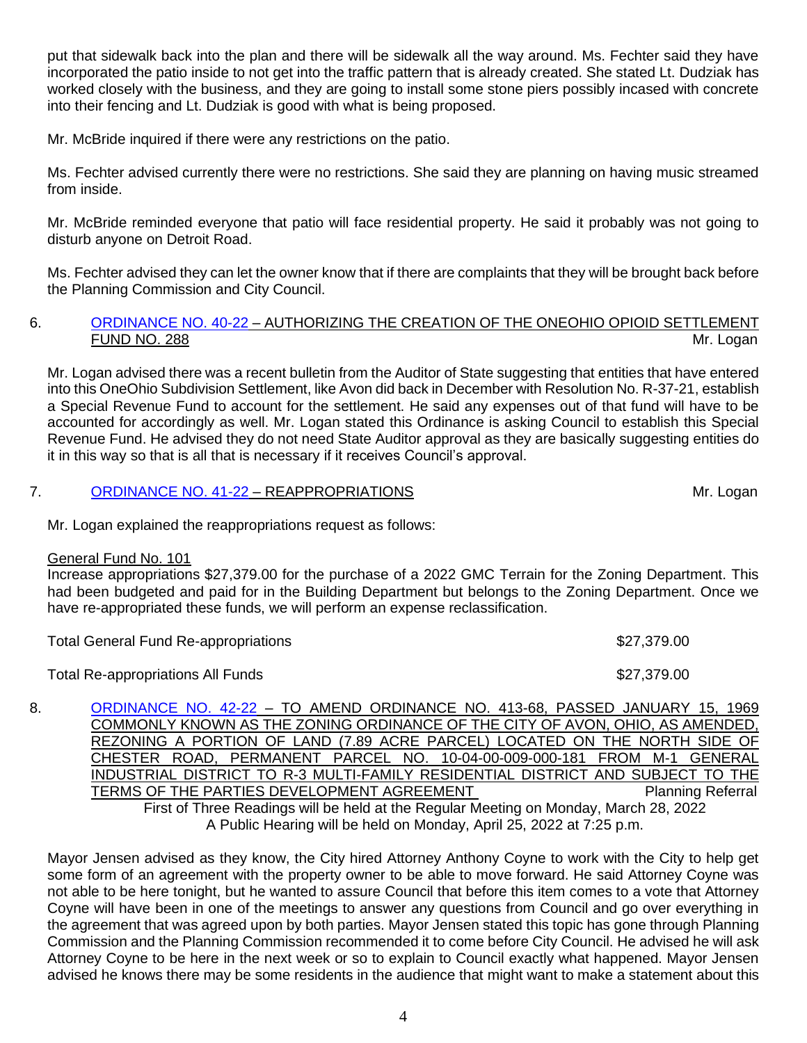put that sidewalk back into the plan and there will be sidewalk all the way around. Ms. Fechter said they have incorporated the patio inside to not get into the traffic pattern that is already created. She stated Lt. Dudziak has worked closely with the business, and they are going to install some stone piers possibly incased with concrete into their fencing and Lt. Dudziak is good with what is being proposed.

Mr. McBride inquired if there were any restrictions on the patio.

Ms. Fechter advised currently there were no restrictions. She said they are planning on having music streamed from inside.

Mr. McBride reminded everyone that patio will face residential property. He said it probably was not going to disturb anyone on Detroit Road.

Ms. Fechter advised they can let the owner know that if there are complaints that they will be brought back before the Planning Commission and City Council.

6. ORDINANCE NO. 40-22 – AUTHORIZING THE CREATION OF THE ONEOHIO OPIOID SETTLEMENT FUND NO. 288 — Mr. Logan

Mr. Logan advised there was a recent bulletin from the Auditor of State suggesting that entities that have entered into this OneOhio Subdivision Settlement, like Avon did back in December with Resolution No. R-37-21, establish a Special Revenue Fund to account for the settlement. He said any expenses out of that fund will have to be accounted for accordingly as well. Mr. Logan stated this Ordinance is asking Council to establish this Special Revenue Fund. He advised they do not need State Auditor approval as they are basically suggesting entities do it in this way so that is all that is necessary if it receives Council's approval.

7. ORDINANCE NO. 41-22 – REAPPROPRIATIONS — Mr. Logan

Mr. Logan explained the reappropriations request as follows:

General Fund No. 101
Increase appropriations $27,379.00 for the purchase of a 2022 GMC Terrain for the Zoning Department. This had been budgeted and paid for in the Building Department but belongs to the Zoning Department. Once we have re-appropriated these funds, we will perform an expense reclassification.

Total General Fund Re-appropriations $27,379.00

Total Re-appropriations All Funds $27,379.00

8. ORDINANCE NO. 42-22 – TO AMEND ORDINANCE NO. 413-68, PASSED JANUARY 15, 1969 COMMONLY KNOWN AS THE ZONING ORDINANCE OF THE CITY OF AVON, OHIO, AS AMENDED, REZONING A PORTION OF LAND (7.89 ACRE PARCEL) LOCATED ON THE NORTH SIDE OF CHESTER ROAD, PERMANENT PARCEL NO. 10-04-00-009-000-181 FROM M-1 GENERAL INDUSTRIAL DISTRICT TO R-3 MULTI-FAMILY RESIDENTIAL DISTRICT AND SUBJECT TO THE TERMS OF THE PARTIES DEVELOPMENT AGREEMENT — Planning Referral

First of Three Readings will be held at the Regular Meeting on Monday, March 28, 2022
A Public Hearing will be held on Monday, April 25, 2022 at 7:25 p.m.

Mayor Jensen advised as they know, the City hired Attorney Anthony Coyne to work with the City to help get some form of an agreement with the property owner to be able to move forward. He said Attorney Coyne was not able to be here tonight, but he wanted to assure Council that before this item comes to a vote that Attorney Coyne will have been in one of the meetings to answer any questions from Council and go over everything in the agreement that was agreed upon by both parties. Mayor Jensen stated this topic has gone through Planning Commission and the Planning Commission recommended it to come before City Council. He advised he will ask Attorney Coyne to be here in the next week or so to explain to Council exactly what happened. Mayor Jensen advised he knows there may be some residents in the audience that might want to make a statement about this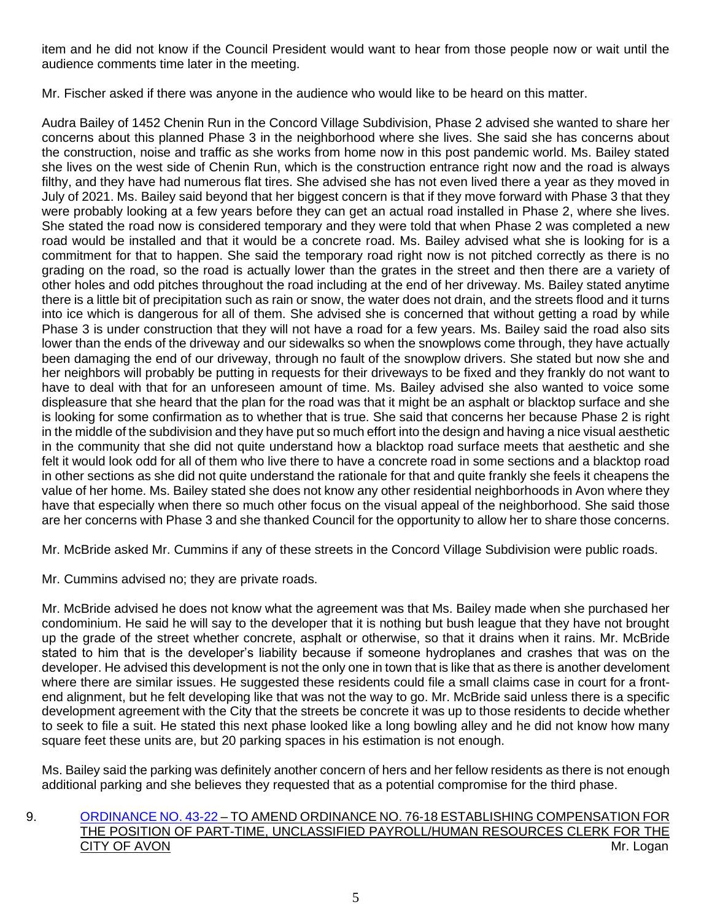item and he did not know if the Council President would want to hear from those people now or wait until the audience comments time later in the meeting.

Mr. Fischer asked if there was anyone in the audience who would like to be heard on this matter.

Audra Bailey of 1452 Chenin Run in the Concord Village Subdivision, Phase 2 advised she wanted to share her concerns about this planned Phase 3 in the neighborhood where she lives. She said she has concerns about the construction, noise and traffic as she works from home now in this post pandemic world. Ms. Bailey stated she lives on the west side of Chenin Run, which is the construction entrance right now and the road is always filthy, and they have had numerous flat tires. She advised she has not even lived there a year as they moved in July of 2021. Ms. Bailey said beyond that her biggest concern is that if they move forward with Phase 3 that they were probably looking at a few years before they can get an actual road installed in Phase 2, where she lives. She stated the road now is considered temporary and they were told that when Phase 2 was completed a new road would be installed and that it would be a concrete road. Ms. Bailey advised what she is looking for is a commitment for that to happen. She said the temporary road right now is not pitched correctly as there is no grading on the road, so the road is actually lower than the grates in the street and then there are a variety of other holes and odd pitches throughout the road including at the end of her driveway. Ms. Bailey stated anytime there is a little bit of precipitation such as rain or snow, the water does not drain, and the streets flood and it turns into ice which is dangerous for all of them. She advised she is concerned that without getting a road by while Phase 3 is under construction that they will not have a road for a few years. Ms. Bailey said the road also sits lower than the ends of the driveway and our sidewalks so when the snowplows come through, they have actually been damaging the end of our driveway, through no fault of the snowplow drivers. She stated but now she and her neighbors will probably be putting in requests for their driveways to be fixed and they frankly do not want to have to deal with that for an unforeseen amount of time. Ms. Bailey advised she also wanted to voice some displeasure that she heard that the plan for the road was that it might be an asphalt or blacktop surface and she is looking for some confirmation as to whether that is true. She said that concerns her because Phase 2 is right in the middle of the subdivision and they have put so much effort into the design and having a nice visual aesthetic in the community that she did not quite understand how a blacktop road surface meets that aesthetic and she felt it would look odd for all of them who live there to have a concrete road in some sections and a blacktop road in other sections as she did not quite understand the rationale for that and quite frankly she feels it cheapens the value of her home. Ms. Bailey stated she does not know any other residential neighborhoods in Avon where they have that especially when there so much other focus on the visual appeal of the neighborhood. She said those are her concerns with Phase 3 and she thanked Council for the opportunity to allow her to share those concerns.

Mr. McBride asked Mr. Cummins if any of these streets in the Concord Village Subdivision were public roads.

Mr. Cummins advised no; they are private roads.

Mr. McBride advised he does not know what the agreement was that Ms. Bailey made when she purchased her condominium. He said he will say to the developer that it is nothing but bush league that they have not brought up the grade of the street whether concrete, asphalt or otherwise, so that it drains when it rains. Mr. McBride stated to him that is the developer's liability because if someone hydroplanes and crashes that was on the developer. He advised this development is not the only one in town that is like that as there is another develoment where there are similar issues. He suggested these residents could file a small claims case in court for a front-end alignment, but he felt developing like that was not the way to go. Mr. McBride said unless there is a specific development agreement with the City that the streets be concrete it was up to those residents to decide whether to seek to file a suit. He stated this next phase looked like a long bowling alley and he did not know how many square feet these units are, but 20 parking spaces in his estimation is not enough.

Ms. Bailey said the parking was definitely another concern of hers and her fellow residents as there is not enough additional parking and she believes they requested that as a potential compromise for the third phase.

9. ORDINANCE NO. 43-22 – TO AMEND ORDINANCE NO. 76-18 ESTABLISHING COMPENSATION FOR THE POSITION OF PART-TIME, UNCLASSIFIED PAYROLL/HUMAN RESOURCES CLERK FOR THE CITY OF AVON — Mr. Logan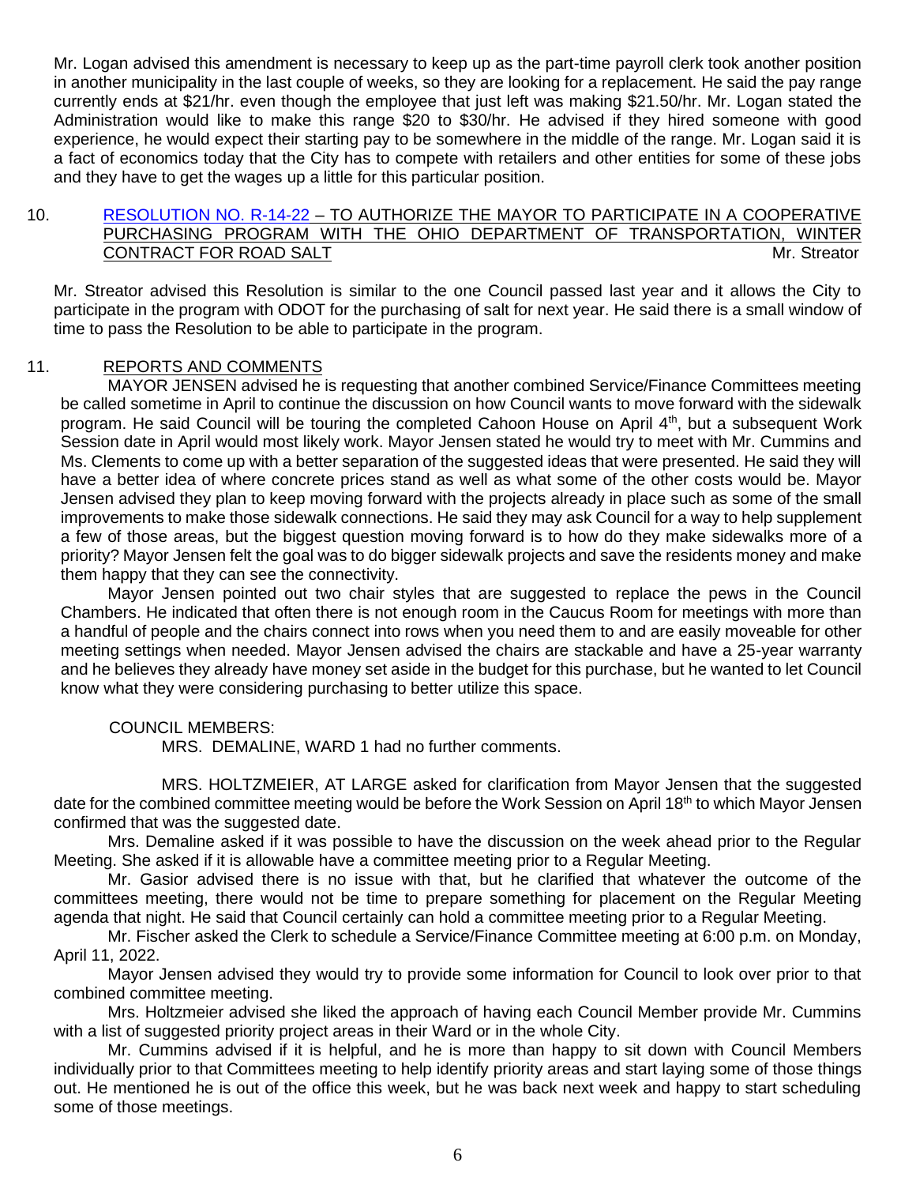Mr. Logan advised this amendment is necessary to keep up as the part-time payroll clerk took another position in another municipality in the last couple of weeks, so they are looking for a replacement. He said the pay range currently ends at $21/hr. even though the employee that just left was making $21.50/hr. Mr. Logan stated the Administration would like to make this range $20 to $30/hr. He advised if they hired someone with good experience, he would expect their starting pay to be somewhere in the middle of the range. Mr. Logan said it is a fact of economics today that the City has to compete with retailers and other entities for some of these jobs and they have to get the wages up a little for this particular position.

10. RESOLUTION NO. R-14-22 – TO AUTHORIZE THE MAYOR TO PARTICIPATE IN A COOPERATIVE PURCHASING PROGRAM WITH THE OHIO DEPARTMENT OF TRANSPORTATION, WINTER CONTRACT FOR ROAD SALT — Mr. Streator

Mr. Streator advised this Resolution is similar to the one Council passed last year and it allows the City to participate in the program with ODOT for the purchasing of salt for next year. He said there is a small window of time to pass the Resolution to be able to participate in the program.

11. REPORTS AND COMMENTS

MAYOR JENSEN advised he is requesting that another combined Service/Finance Committees meeting be called sometime in April to continue the discussion on how Council wants to move forward with the sidewalk program. He said Council will be touring the completed Cahoon House on April 4th, but a subsequent Work Session date in April would most likely work. Mayor Jensen stated he would try to meet with Mr. Cummins and Ms. Clements to come up with a better separation of the suggested ideas that were presented. He said they will have a better idea of where concrete prices stand as well as what some of the other costs would be. Mayor Jensen advised they plan to keep moving forward with the projects already in place such as some of the small improvements to make those sidewalk connections. He said they may ask Council for a way to help supplement a few of those areas, but the biggest question moving forward is to how do they make sidewalks more of a priority? Mayor Jensen felt the goal was to do bigger sidewalk projects and save the residents money and make them happy that they can see the connectivity.

Mayor Jensen pointed out two chair styles that are suggested to replace the pews in the Council Chambers. He indicated that often there is not enough room in the Caucus Room for meetings with more than a handful of people and the chairs connect into rows when you need them to and are easily moveable for other meeting settings when needed. Mayor Jensen advised the chairs are stackable and have a 25-year warranty and he believes they already have money set aside in the budget for this purchase, but he wanted to let Council know what they were considering purchasing to better utilize this space.

COUNCIL MEMBERS:

MRS. DEMALINE, WARD 1 had no further comments.

MRS. HOLTZMEIER, AT LARGE asked for clarification from Mayor Jensen that the suggested date for the combined committee meeting would be before the Work Session on April 18th to which Mayor Jensen confirmed that was the suggested date.

Mrs. Demaline asked if it was possible to have the discussion on the week ahead prior to the Regular Meeting. She asked if it is allowable have a committee meeting prior to a Regular Meeting.

Mr. Gasior advised there is no issue with that, but he clarified that whatever the outcome of the committees meeting, there would not be time to prepare something for placement on the Regular Meeting agenda that night. He said that Council certainly can hold a committee meeting prior to a Regular Meeting.

Mr. Fischer asked the Clerk to schedule a Service/Finance Committee meeting at 6:00 p.m. on Monday, April 11, 2022.

Mayor Jensen advised they would try to provide some information for Council to look over prior to that combined committee meeting.

Mrs. Holtzmeier advised she liked the approach of having each Council Member provide Mr. Cummins with a list of suggested priority project areas in their Ward or in the whole City.

Mr. Cummins advised if it is helpful, and he is more than happy to sit down with Council Members individually prior to that Committees meeting to help identify priority areas and start laying some of those things out. He mentioned he is out of the office this week, but he was back next week and happy to start scheduling some of those meetings.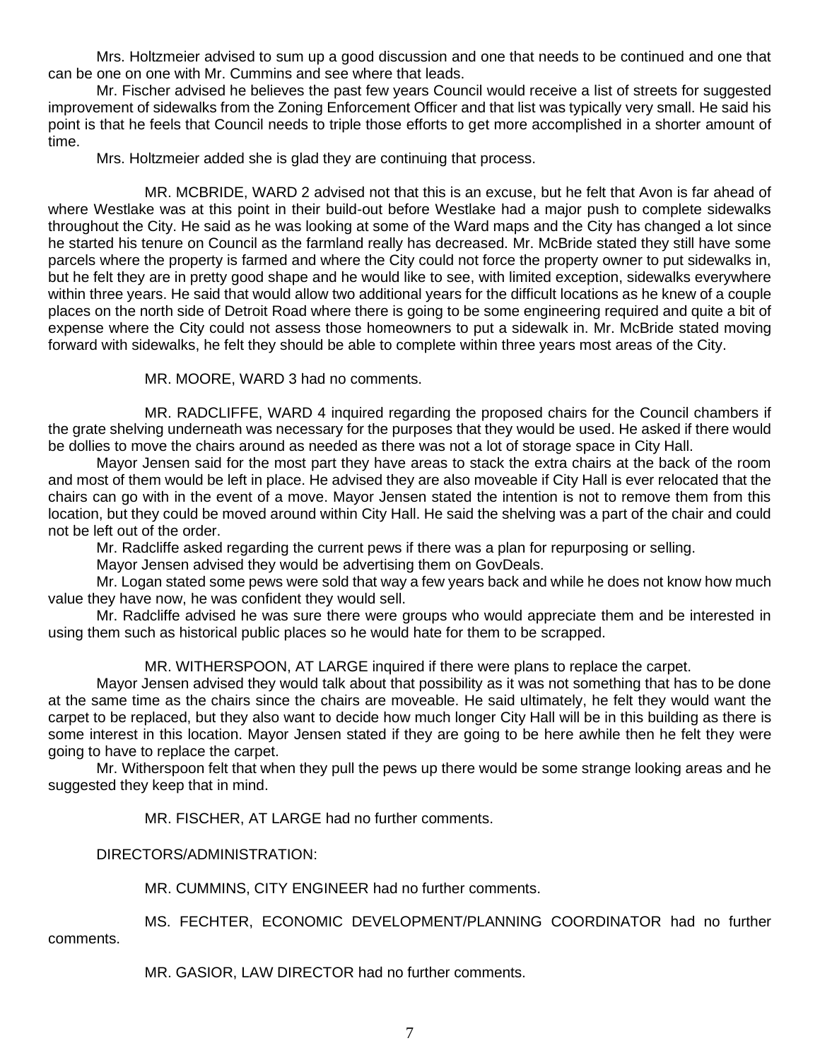Mrs. Holtzmeier advised to sum up a good discussion and one that needs to be continued and one that can be one on one with Mr. Cummins and see where that leads.

Mr. Fischer advised he believes the past few years Council would receive a list of streets for suggested improvement of sidewalks from the Zoning Enforcement Officer and that list was typically very small. He said his point is that he feels that Council needs to triple those efforts to get more accomplished in a shorter amount of time.

Mrs. Holtzmeier added she is glad they are continuing that process.

MR. MCBRIDE, WARD 2 advised not that this is an excuse, but he felt that Avon is far ahead of where Westlake was at this point in their build-out before Westlake had a major push to complete sidewalks throughout the City. He said as he was looking at some of the Ward maps and the City has changed a lot since he started his tenure on Council as the farmland really has decreased. Mr. McBride stated they still have some parcels where the property is farmed and where the City could not force the property owner to put sidewalks in, but he felt they are in pretty good shape and he would like to see, with limited exception, sidewalks everywhere within three years. He said that would allow two additional years for the difficult locations as he knew of a couple places on the north side of Detroit Road where there is going to be some engineering required and quite a bit of expense where the City could not assess those homeowners to put a sidewalk in. Mr. McBride stated moving forward with sidewalks, he felt they should be able to complete within three years most areas of the City.

MR. MOORE, WARD 3 had no comments.

MR. RADCLIFFE, WARD 4 inquired regarding the proposed chairs for the Council chambers if the grate shelving underneath was necessary for the purposes that they would be used. He asked if there would be dollies to move the chairs around as needed as there was not a lot of storage space in City Hall.

Mayor Jensen said for the most part they have areas to stack the extra chairs at the back of the room and most of them would be left in place. He advised they are also moveable if City Hall is ever relocated that the chairs can go with in the event of a move. Mayor Jensen stated the intention is not to remove them from this location, but they could be moved around within City Hall. He said the shelving was a part of the chair and could not be left out of the order.

Mr. Radcliffe asked regarding the current pews if there was a plan for repurposing or selling.

Mayor Jensen advised they would be advertising them on GovDeals.

Mr. Logan stated some pews were sold that way a few years back and while he does not know how much value they have now, he was confident they would sell.

Mr. Radcliffe advised he was sure there were groups who would appreciate them and be interested in using them such as historical public places so he would hate for them to be scrapped.

MR. WITHERSPOON, AT LARGE inquired if there were plans to replace the carpet.

Mayor Jensen advised they would talk about that possibility as it was not something that has to be done at the same time as the chairs since the chairs are moveable. He said ultimately, he felt they would want the carpet to be replaced, but they also want to decide how much longer City Hall will be in this building as there is some interest in this location. Mayor Jensen stated if they are going to be here awhile then he felt they were going to have to replace the carpet.

Mr. Witherspoon felt that when they pull the pews up there would be some strange looking areas and he suggested they keep that in mind.

MR. FISCHER, AT LARGE had no further comments.

DIRECTORS/ADMINISTRATION:

MR. CUMMINS, CITY ENGINEER had no further comments.

MS. FECHTER, ECONOMIC DEVELOPMENT/PLANNING COORDINATOR had no further comments.

MR. GASIOR, LAW DIRECTOR had no further comments.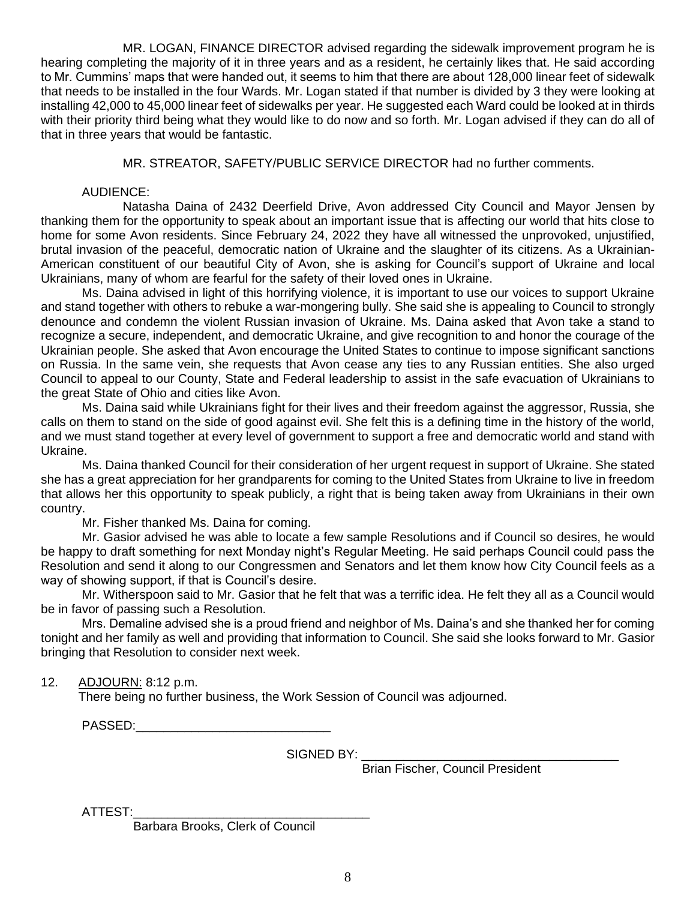MR. LOGAN, FINANCE DIRECTOR advised regarding the sidewalk improvement program he is hearing completing the majority of it in three years and as a resident, he certainly likes that. He said according to Mr. Cummins' maps that were handed out, it seems to him that there are about 128,000 linear feet of sidewalk that needs to be installed in the four Wards. Mr. Logan stated if that number is divided by 3 they were looking at installing 42,000 to 45,000 linear feet of sidewalks per year. He suggested each Ward could be looked at in thirds with their priority third being what they would like to do now and so forth. Mr. Logan advised if they can do all of that in three years that would be fantastic.

MR. STREATOR, SAFETY/PUBLIC SERVICE DIRECTOR had no further comments.

AUDIENCE:

Natasha Daina of 2432 Deerfield Drive, Avon addressed City Council and Mayor Jensen by thanking them for the opportunity to speak about an important issue that is affecting our world that hits close to home for some Avon residents. Since February 24, 2022 they have all witnessed the unprovoked, unjustified, brutal invasion of the peaceful, democratic nation of Ukraine and the slaughter of its citizens. As a Ukrainian-American constituent of our beautiful City of Avon, she is asking for Council's support of Ukraine and local Ukrainians, many of whom are fearful for the safety of their loved ones in Ukraine.

Ms. Daina advised in light of this horrifying violence, it is important to use our voices to support Ukraine and stand together with others to rebuke a war-mongering bully. She said she is appealing to Council to strongly denounce and condemn the violent Russian invasion of Ukraine. Ms. Daina asked that Avon take a stand to recognize a secure, independent, and democratic Ukraine, and give recognition to and honor the courage of the Ukrainian people. She asked that Avon encourage the United States to continue to impose significant sanctions on Russia. In the same vein, she requests that Avon cease any ties to any Russian entities. She also urged Council to appeal to our County, State and Federal leadership to assist in the safe evacuation of Ukrainians to the great State of Ohio and cities like Avon.

Ms. Daina said while Ukrainians fight for their lives and their freedom against the aggressor, Russia, she calls on them to stand on the side of good against evil. She felt this is a defining time in the history of the world, and we must stand together at every level of government to support a free and democratic world and stand with Ukraine.

Ms. Daina thanked Council for their consideration of her urgent request in support of Ukraine. She stated she has a great appreciation for her grandparents for coming to the United States from Ukraine to live in freedom that allows her this opportunity to speak publicly, a right that is being taken away from Ukrainians in their own country.

Mr. Fisher thanked Ms. Daina for coming.

Mr. Gasior advised he was able to locate a few sample Resolutions and if Council so desires, he would be happy to draft something for next Monday night's Regular Meeting. He said perhaps Council could pass the Resolution and send it along to our Congressmen and Senators and let them know how City Council feels as a way of showing support, if that is Council's desire.

Mr. Witherspoon said to Mr. Gasior that he felt that was a terrific idea. He felt they all as a Council would be in favor of passing such a Resolution.

Mrs. Demaline advised she is a proud friend and neighbor of Ms. Daina's and she thanked her for coming tonight and her family as well and providing that information to Council. She said she looks forward to Mr. Gasior bringing that Resolution to consider next week.

12. ADJOURN: 8:12 p.m.
There being no further business, the Work Session of Council was adjourned.

PASSED:____________________________

SIGNED BY: ____________________________________
Brian Fischer, Council President

ATTEST:_________________________________
Barbara Brooks, Clerk of Council